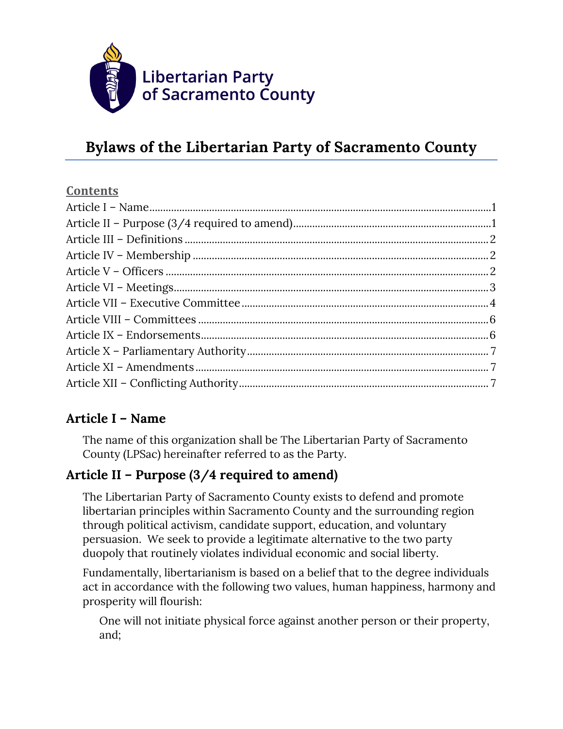Libertarian Party of Sacramento County

# Bylaws of the Libertarian Party of Sacramento County

**Contents**

Article I – Name....1
Article II – Purpose (3/4 required to amend)....1
Article III – Definitions....2
Article IV – Membership....2
Article V – Officers....2
Article VI – Meetings....3
Article VII – Executive Committee....4
Article VIII – Committees....6
Article IX – Endorsements....6
Article X – Parliamentary Authority....7
Article XI – Amendments....7
Article XII – Conflicting Authority....7

## Article I – Name

The name of this organization shall be The Libertarian Party of Sacramento County (LPSac) hereinafter referred to as the Party.

## Article II – Purpose (3/4 required to amend)

The Libertarian Party of Sacramento County exists to defend and promote libertarian principles within Sacramento County and the surrounding region through political activism, candidate support, education, and voluntary persuasion. We seek to provide a legitimate alternative to the two party duopoly that routinely violates individual economic and social liberty.

Fundamentally, libertarianism is based on a belief that to the degree individuals act in accordance with the following two values, human happiness, harmony and prosperity will flourish:

One will not initiate physical force against another person or their property, and;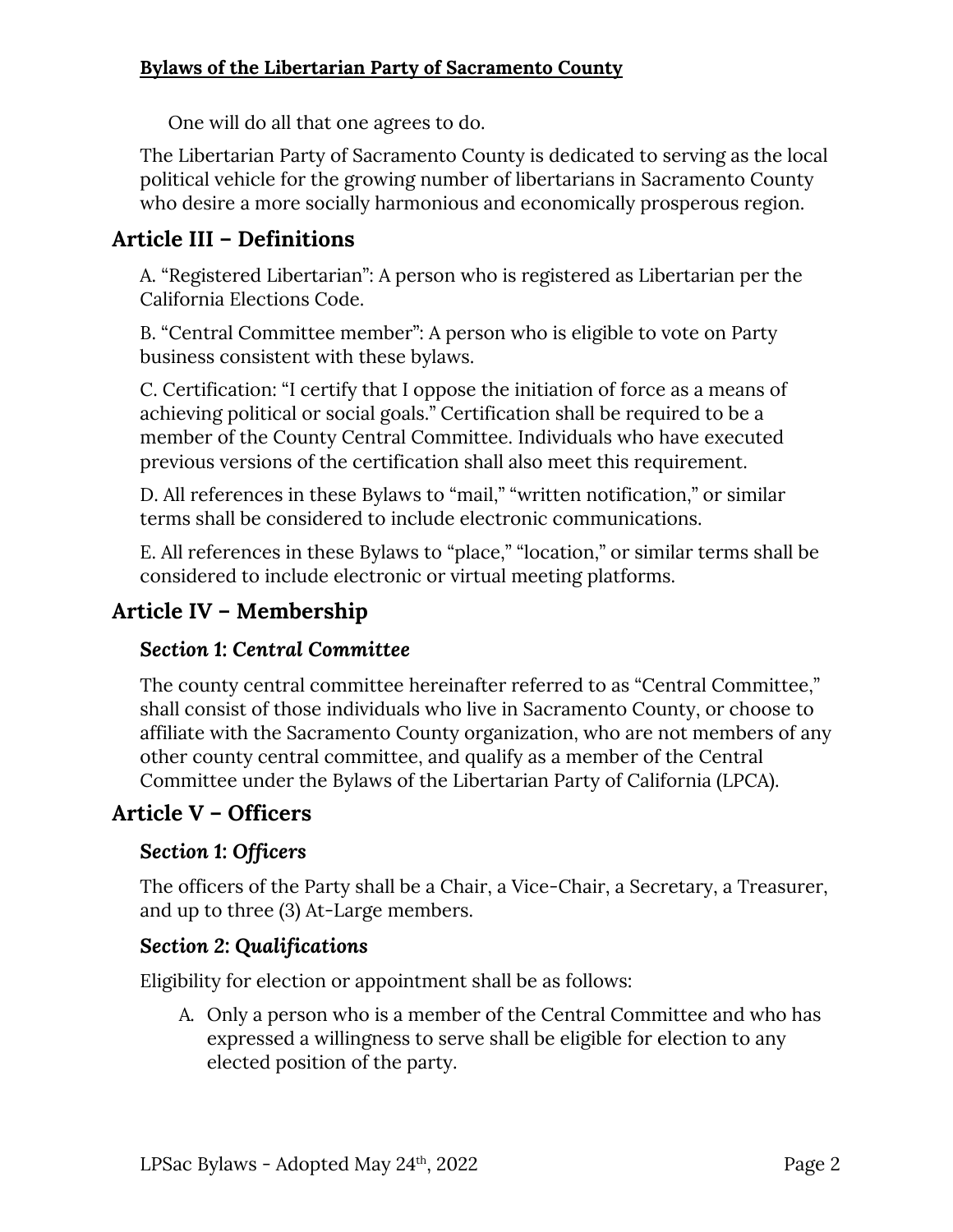One will do all that one agrees to do.

The Libertarian Party of Sacramento County is dedicated to serving as the local political vehicle for the growing number of libertarians in Sacramento County who desire a more socially harmonious and economically prosperous region.

## Article III – Definitions

A. “Registered Libertarian”: A person who is registered as Libertarian per the California Elections Code.

B. “Central Committee member”: A person who is eligible to vote on Party business consistent with these bylaws.

C. Certification: “I certify that I oppose the initiation of force as a means of achieving political or social goals.” Certification shall be required to be a member of the County Central Committee. Individuals who have executed previous versions of the certification shall also meet this requirement.

D. All references in these Bylaws to “mail,” “written notification,” or similar terms shall be considered to include electronic communications.

E. All references in these Bylaws to “place,” “location,” or similar terms shall be considered to include electronic or virtual meeting platforms.

## Article IV – Membership

### *Section 1: Central Committee*

The county central committee hereinafter referred to as “Central Committee,” shall consist of those individuals who live in Sacramento County, or choose to affiliate with the Sacramento County organization, who are not members of any other county central committee, and qualify as a member of the Central Committee under the Bylaws of the Libertarian Party of California (LPCA).

## Article V – Officers

### *Section 1: Officers*

The officers of the Party shall be a Chair, a Vice-Chair, a Secretary, a Treasurer, and up to three (3) At-Large members.

### *Section 2: Qualifications*

Eligibility for election or appointment shall be as follows:

A. Only a person who is a member of the Central Committee and who has expressed a willingness to serve shall be eligible for election to any elected position of the party.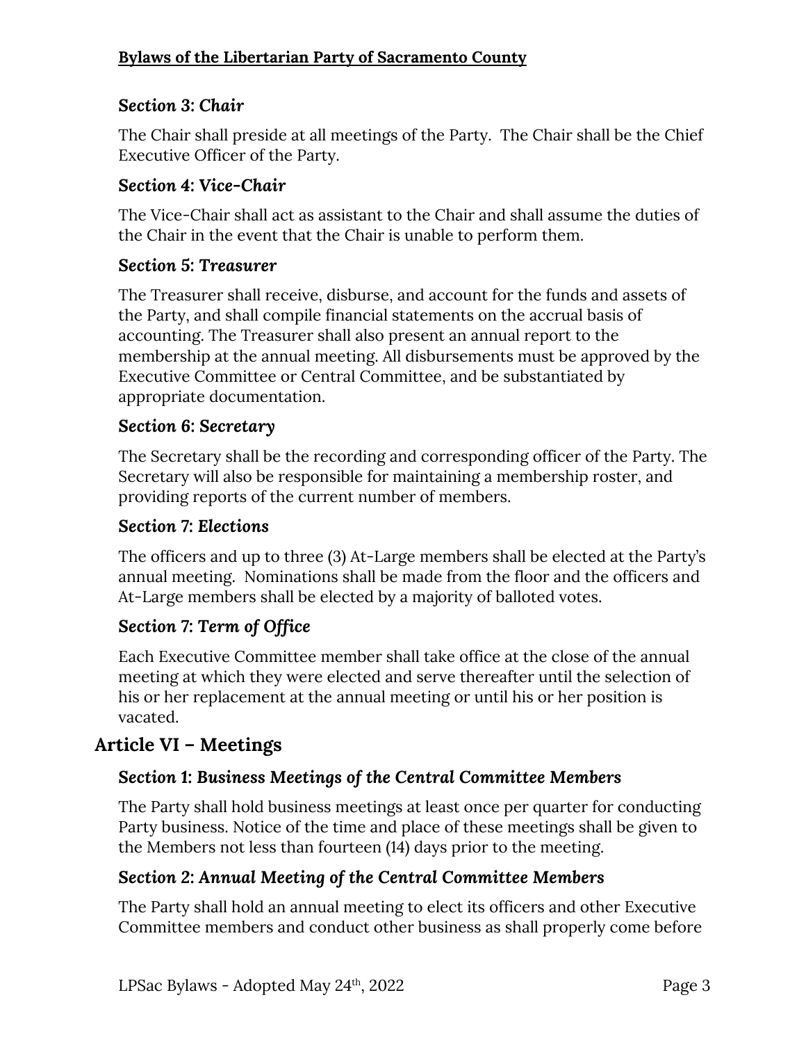### *Section 3: Chair*

The Chair shall preside at all meetings of the Party. The Chair shall be the Chief Executive Officer of the Party.

### *Section 4: Vice-Chair*

The Vice-Chair shall act as assistant to the Chair and shall assume the duties of the Chair in the event that the Chair is unable to perform them.

### *Section 5: Treasurer*

The Treasurer shall receive, disburse, and account for the funds and assets of the Party, and shall compile financial statements on the accrual basis of accounting. The Treasurer shall also present an annual report to the membership at the annual meeting. All disbursements must be approved by the Executive Committee or Central Committee, and be substantiated by appropriate documentation.

### *Section 6: Secretary*

The Secretary shall be the recording and corresponding officer of the Party. The Secretary will also be responsible for maintaining a membership roster, and providing reports of the current number of members.

### *Section 7: Elections*

The officers and up to three (3) At-Large members shall be elected at the Party's annual meeting. Nominations shall be made from the floor and the officers and At-Large members shall be elected by a majority of balloted votes.

### *Section 7: Term of Office*

Each Executive Committee member shall take office at the close of the annual meeting at which they were elected and serve thereafter until the selection of his or her replacement at the annual meeting or until his or her position is vacated.

## Article VI – Meetings

### *Section 1: Business Meetings of the Central Committee Members*

The Party shall hold business meetings at least once per quarter for conducting Party business. Notice of the time and place of these meetings shall be given to the Members not less than fourteen (14) days prior to the meeting.

### *Section 2: Annual Meeting of the Central Committee Members*

The Party shall hold an annual meeting to elect its officers and other Executive Committee members and conduct other business as shall properly come before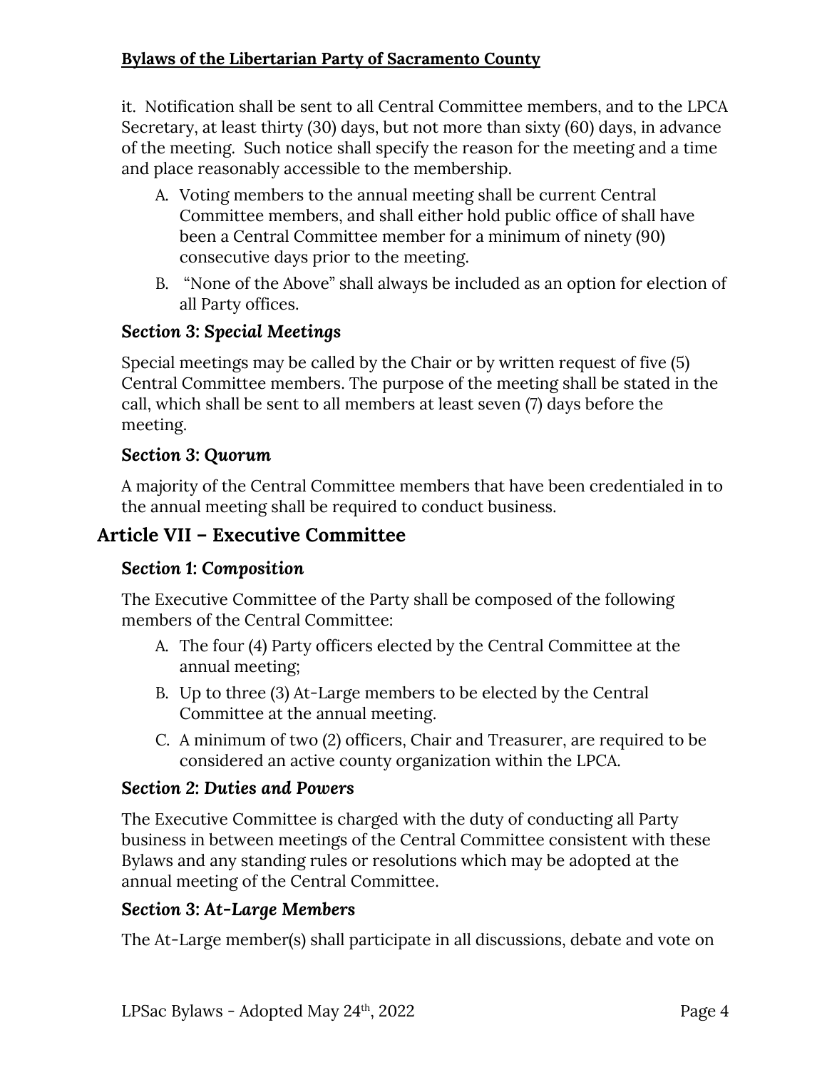it. Notification shall be sent to all Central Committee members, and to the LPCA Secretary, at least thirty (30) days, but not more than sixty (60) days, in advance of the meeting. Such notice shall specify the reason for the meeting and a time and place reasonably accessible to the membership.

A. Voting members to the annual meeting shall be current Central Committee members, and shall either hold public office of shall have been a Central Committee member for a minimum of ninety (90) consecutive days prior to the meeting.

B. "None of the Above" shall always be included as an option for election of all Party offices.

### *Section 3: Special Meetings*

Special meetings may be called by the Chair or by written request of five (5) Central Committee members. The purpose of the meeting shall be stated in the call, which shall be sent to all members at least seven (7) days before the meeting.

### *Section 3: Quorum*

A majority of the Central Committee members that have been credentialed in to the annual meeting shall be required to conduct business.

## Article VII – Executive Committee

### *Section 1: Composition*

The Executive Committee of the Party shall be composed of the following members of the Central Committee:

A. The four (4) Party officers elected by the Central Committee at the annual meeting;

B. Up to three (3) At-Large members to be elected by the Central Committee at the annual meeting.

C. A minimum of two (2) officers, Chair and Treasurer, are required to be considered an active county organization within the LPCA.

### *Section 2: Duties and Powers*

The Executive Committee is charged with the duty of conducting all Party business in between meetings of the Central Committee consistent with these Bylaws and any standing rules or resolutions which may be adopted at the annual meeting of the Central Committee.

### *Section 3: At-Large Members*

The At-Large member(s) shall participate in all discussions, debate and vote on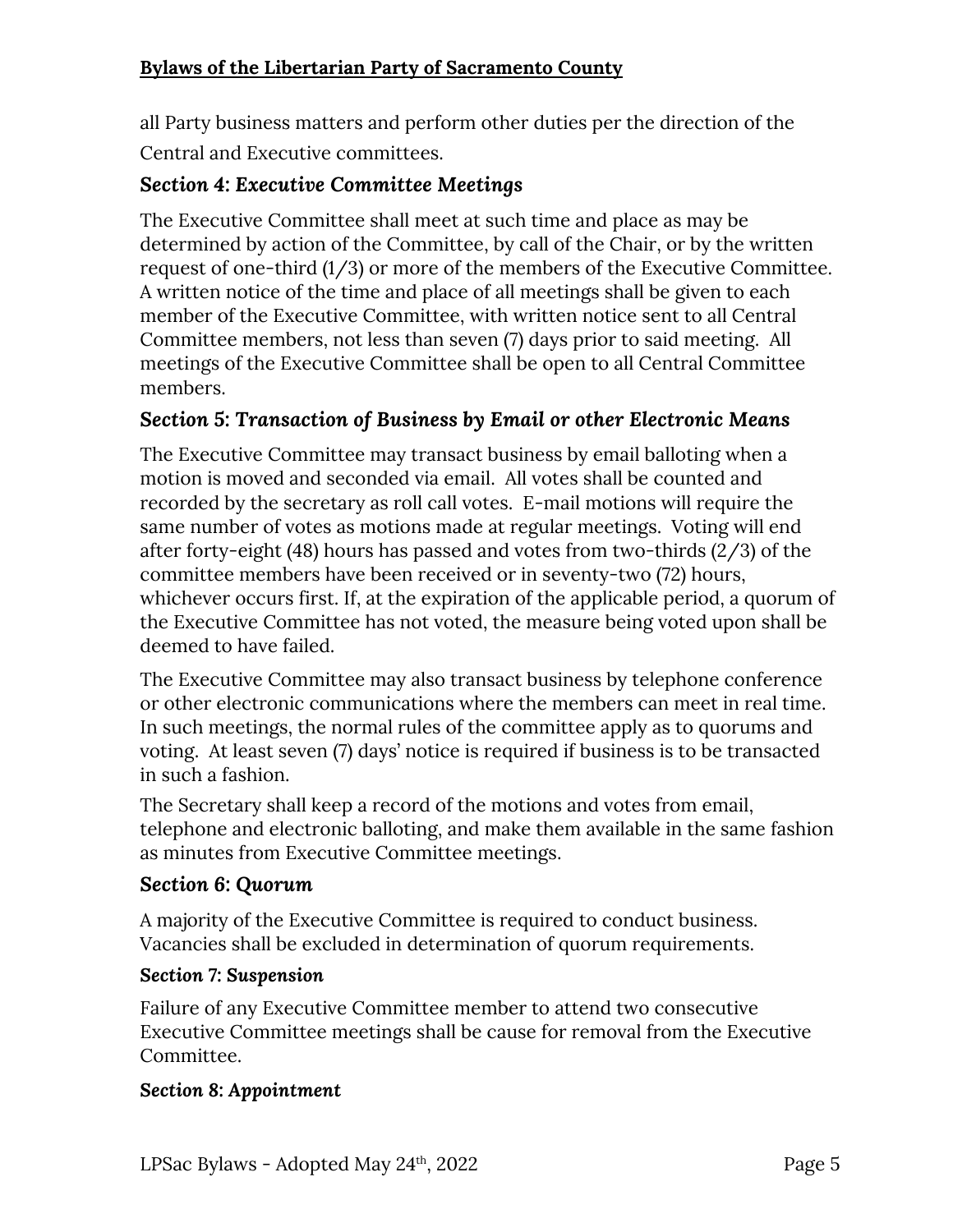all Party business matters and perform other duties per the direction of the Central and Executive committees.

### *Section 4: Executive Committee Meetings*

The Executive Committee shall meet at such time and place as may be determined by action of the Committee, by call of the Chair, or by the written request of one-third (1/3) or more of the members of the Executive Committee. A written notice of the time and place of all meetings shall be given to each member of the Executive Committee, with written notice sent to all Central Committee members, not less than seven (7) days prior to said meeting. All meetings of the Executive Committee shall be open to all Central Committee members.

### *Section 5: Transaction of Business by Email or other Electronic Means*

The Executive Committee may transact business by email balloting when a motion is moved and seconded via email. All votes shall be counted and recorded by the secretary as roll call votes. E-mail motions will require the same number of votes as motions made at regular meetings. Voting will end after forty-eight (48) hours has passed and votes from two-thirds (2/3) of the committee members have been received or in seventy-two (72) hours, whichever occurs first. If, at the expiration of the applicable period, a quorum of the Executive Committee has not voted, the measure being voted upon shall be deemed to have failed.

The Executive Committee may also transact business by telephone conference or other electronic communications where the members can meet in real time. In such meetings, the normal rules of the committee apply as to quorums and voting. At least seven (7) days' notice is required if business is to be transacted in such a fashion.

The Secretary shall keep a record of the motions and votes from email, telephone and electronic balloting, and make them available in the same fashion as minutes from Executive Committee meetings.

### *Section 6: Quorum*

A majority of the Executive Committee is required to conduct business. Vacancies shall be excluded in determination of quorum requirements.

#### *Section 7: Suspension*

Failure of any Executive Committee member to attend two consecutive Executive Committee meetings shall be cause for removal from the Executive Committee.

#### *Section 8: Appointment*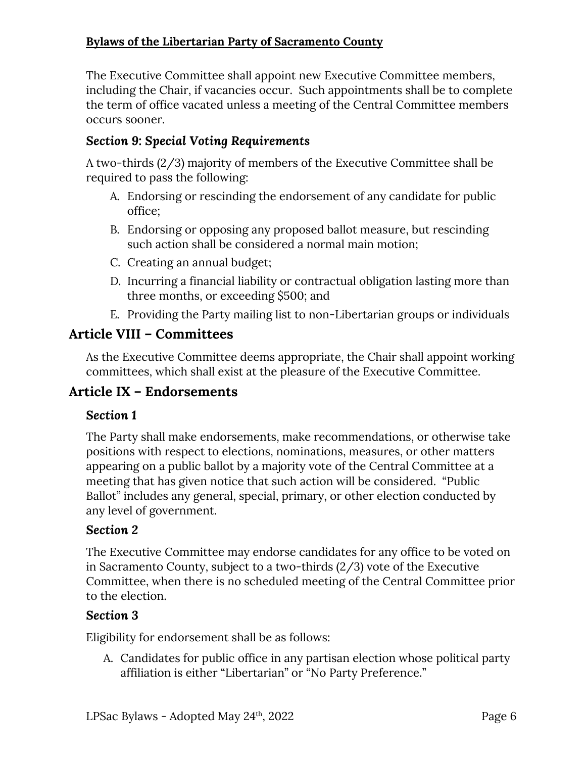The Executive Committee shall appoint new Executive Committee members, including the Chair, if vacancies occur. Such appointments shall be to complete the term of office vacated unless a meeting of the Central Committee members occurs sooner.

### *Section 9: Special Voting Requirements*

A two-thirds (2/3) majority of members of the Executive Committee shall be required to pass the following:

A. Endorsing or rescinding the endorsement of any candidate for public office;
B. Endorsing or opposing any proposed ballot measure, but rescinding such action shall be considered a normal main motion;
C. Creating an annual budget;
D. Incurring a financial liability or contractual obligation lasting more than three months, or exceeding $500; and
E. Providing the Party mailing list to non-Libertarian groups or individuals

## Article VIII – Committees

As the Executive Committee deems appropriate, the Chair shall appoint working committees, which shall exist at the pleasure of the Executive Committee.

## Article IX – Endorsements

### *Section 1*

The Party shall make endorsements, make recommendations, or otherwise take positions with respect to elections, nominations, measures, or other matters appearing on a public ballot by a majority vote of the Central Committee at a meeting that has given notice that such action will be considered. "Public Ballot" includes any general, special, primary, or other election conducted by any level of government.

### *Section 2*

The Executive Committee may endorse candidates for any office to be voted on in Sacramento County, subject to a two-thirds (2/3) vote of the Executive Committee, when there is no scheduled meeting of the Central Committee prior to the election.

### *Section 3*

Eligibility for endorsement shall be as follows:

A. Candidates for public office in any partisan election whose political party affiliation is either "Libertarian" or "No Party Preference."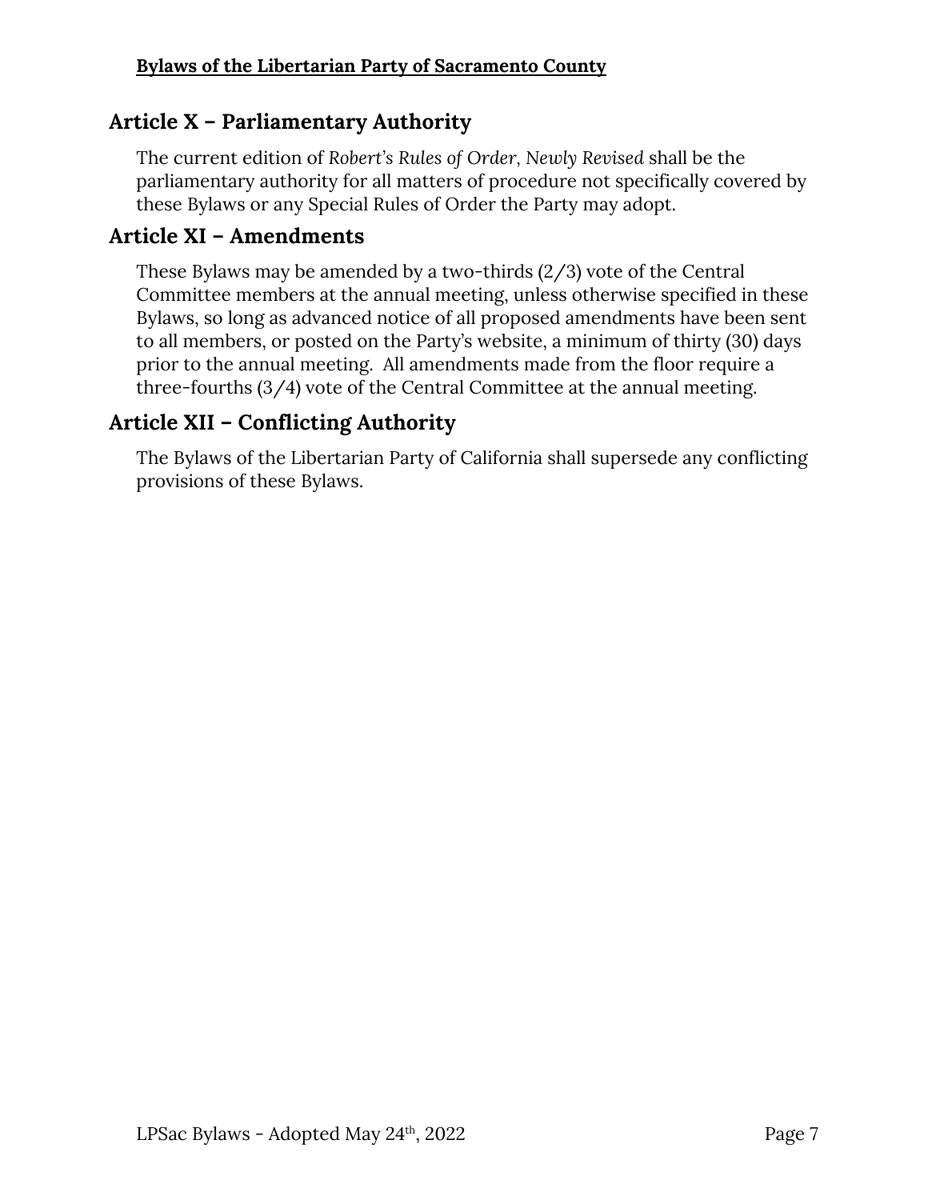## Article X – Parliamentary Authority

The current edition of *Robert's Rules of Order, Newly Revised* shall be the parliamentary authority for all matters of procedure not specifically covered by these Bylaws or any Special Rules of Order the Party may adopt.

## Article XI – Amendments

These Bylaws may be amended by a two-thirds (2/3) vote of the Central Committee members at the annual meeting, unless otherwise specified in these Bylaws, so long as advanced notice of all proposed amendments have been sent to all members, or posted on the Party's website, a minimum of thirty (30) days prior to the annual meeting. All amendments made from the floor require a three-fourths (3/4) vote of the Central Committee at the annual meeting.

## Article XII – Conflicting Authority

The Bylaws of the Libertarian Party of California shall supersede any conflicting provisions of these Bylaws.